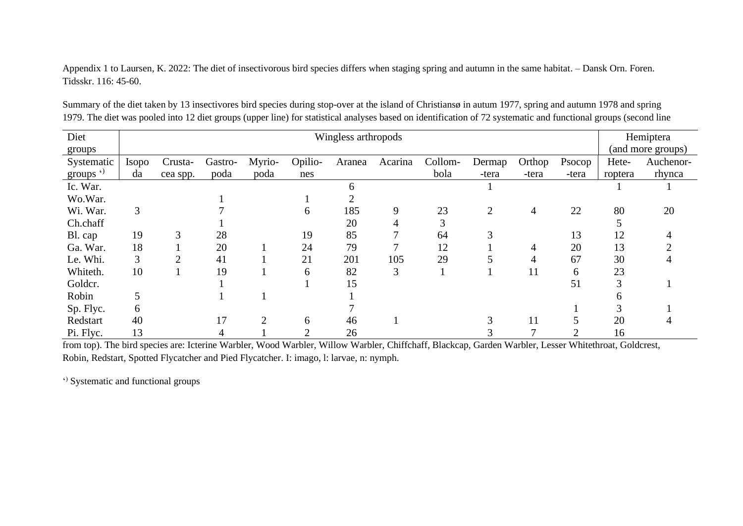Appendix 1 to Laursen, K. 2022: The diet of insectivorous bird species differs when staging spring and autumn in the same habitat. – Dansk Orn. Foren. Tidsskr. 116: 45-60.

Summary of the diet taken by 13 insectivores bird species during stop-over at the island of Christiansø in autum 1977, spring and autumn 1978 and spring 1979. The diet was pooled into 12 diet groups (upper line) for statistical analyses based on identification of 72 systematic and functional groups (second line from top). The bird species are: Icterine Warbler, Wood Warbler, Willow Warbler, Chiffchaff, Blackcap, Garden Warbler, Lesser Whitethroat, Goldcrest, Robin, Redstart, Spotted Flycatcher and Pied Flycatcher. I: imago, l: larvae, n: nymph.

| Diet groups | Wingless arthropods | | | | | | | | | | | Hemiptera (and more groups) | |
|---|---|---|---|---|---|---|---|---|---|---|---|---|---|
| Systematic groups ‘) | Isopoda | Crustacea spp. | Gastropoda | Myriopoda | Opiliones | Aranea | Acarina | Collembola | Dermaptera | Orthoptera | Psocoptera | Heteroptera | Auchenorrhynca |
| Ic. War. | | | | | | 6 | | | 1 | | | 1 | 1 |
| Wo.War. | | | 1 | | 1 | 2 | | | | | | | |
| Wi. War. | 3 | | 7 | | 6 | 185 | 9 | 23 | 2 | 4 | 22 | 80 | 20 |
| Ch.chaff | | | 1 | | | 20 | 4 | 3 | | | | 5 | |
| Bl. cap | 19 | 3 | 28 | | 19 | 85 | 7 | 64 | 3 | | 13 | 12 | 4 |
| Ga. War. | 18 | 1 | 20 | 1 | 24 | 79 | 7 | 12 | 1 | 4 | 20 | 13 | 2 |
| Le. Whi. | 3 | 2 | 41 | 1 | 21 | 201 | 105 | 29 | 5 | 4 | 67 | 30 | 4 |
| Whiteth. | 10 | 1 | 19 | 1 | 6 | 82 | 3 | 1 | 1 | 11 | 6 | 23 | |
| Goldcr. | | | 1 | | 1 | 15 | | | | | 51 | 3 | 1 |
| Robin | 5 | | 1 | 1 | | 1 | | | | | | 6 | |
| Sp. Flyc. | 6 | | | | | 7 | | | | | 1 | 3 | 1 |
| Redstart | 40 | | 17 | 2 | 6 | 46 | 1 | | 3 | 11 | 5 | 20 | 4 |
| Pi. Flyc. | 13 | | 4 | 1 | 2 | 26 | | | 3 | 7 | 2 | 16 | |

‘) Systematic and functional groups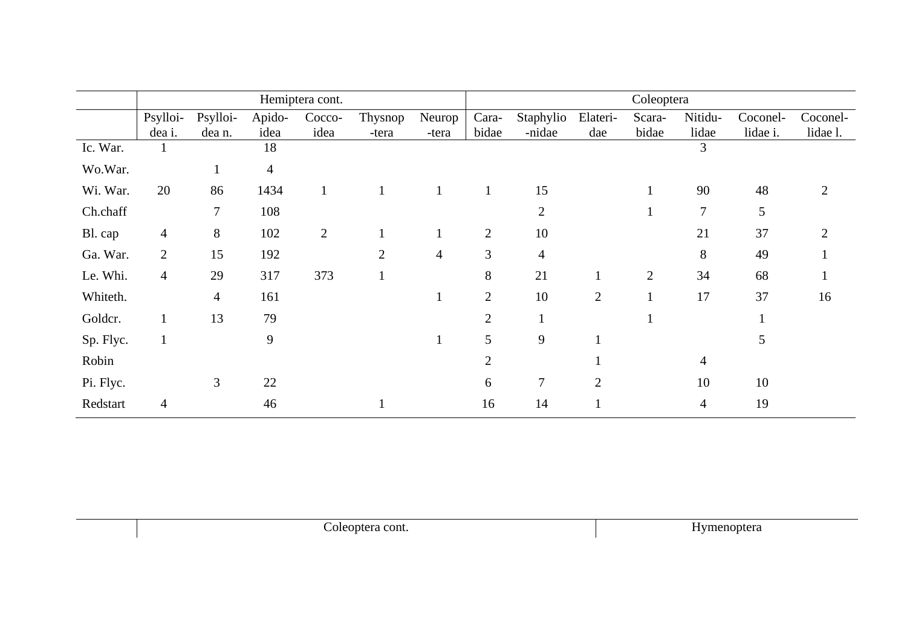| | Hemiptera cont. | | | | | | Coleoptera | | | | | | |
|---|---|---|---|---|---|---|---|---|---|---|---|---|---|
| | Psylloi-dea i. | Psylloi-dea n. | Apido-idea | Cocco-idea | Thysnop-tera | Neurop-tera | Cara-bidae | Staphylio-nidae | Elateri-dae | Scara-bidae | Nitidu-lidae | Coconel-lidae i. | Coconel-lidae l. |
| Ic. War. | 1 | | 18 | | | | | | | | 3 | | |
| Wo.War. | | 1 | 4 | | | | | | | | | | |
| Wi. War. | 20 | 86 | 1434 | 1 | 1 | 1 | 1 | 15 | | 1 | 90 | 48 | 2 |
| Ch.chaff | | 7 | 108 | | | | | 2 | | 1 | 7 | 5 | |
| Bl. cap | 4 | 8 | 102 | 2 | 1 | 1 | 2 | 10 | | | 21 | 37 | 2 |
| Ga. War. | 2 | 15 | 192 | | 2 | 4 | 3 | 4 | | | 8 | 49 | 1 |
| Le. Whi. | 4 | 29 | 317 | 373 | 1 | | 8 | 21 | 1 | 2 | 34 | 68 | 1 |
| Whiteth. | | 4 | 161 | | | 1 | 2 | 10 | 2 | 1 | 17 | 37 | 16 |
| Goldcr. | 1 | 13 | 79 | | | | 2 | 1 | | 1 | | 1 | |
| Sp. Flyc. | 1 | | 9 | | | 1 | 5 | 9 | 1 | | | 5 | |
| Robin | | | | | | | 2 | | 1 | | 4 | | |
| Pi. Flyc. | | 3 | 22 | | | | 6 | 7 | 2 | | 10 | 10 | |
| Redstart | 4 | | 46 | | 1 | | 16 | 14 | 1 | | 4 | 19 | |

| | Coleoptera cont. | Hymenoptera |
|---|---|---|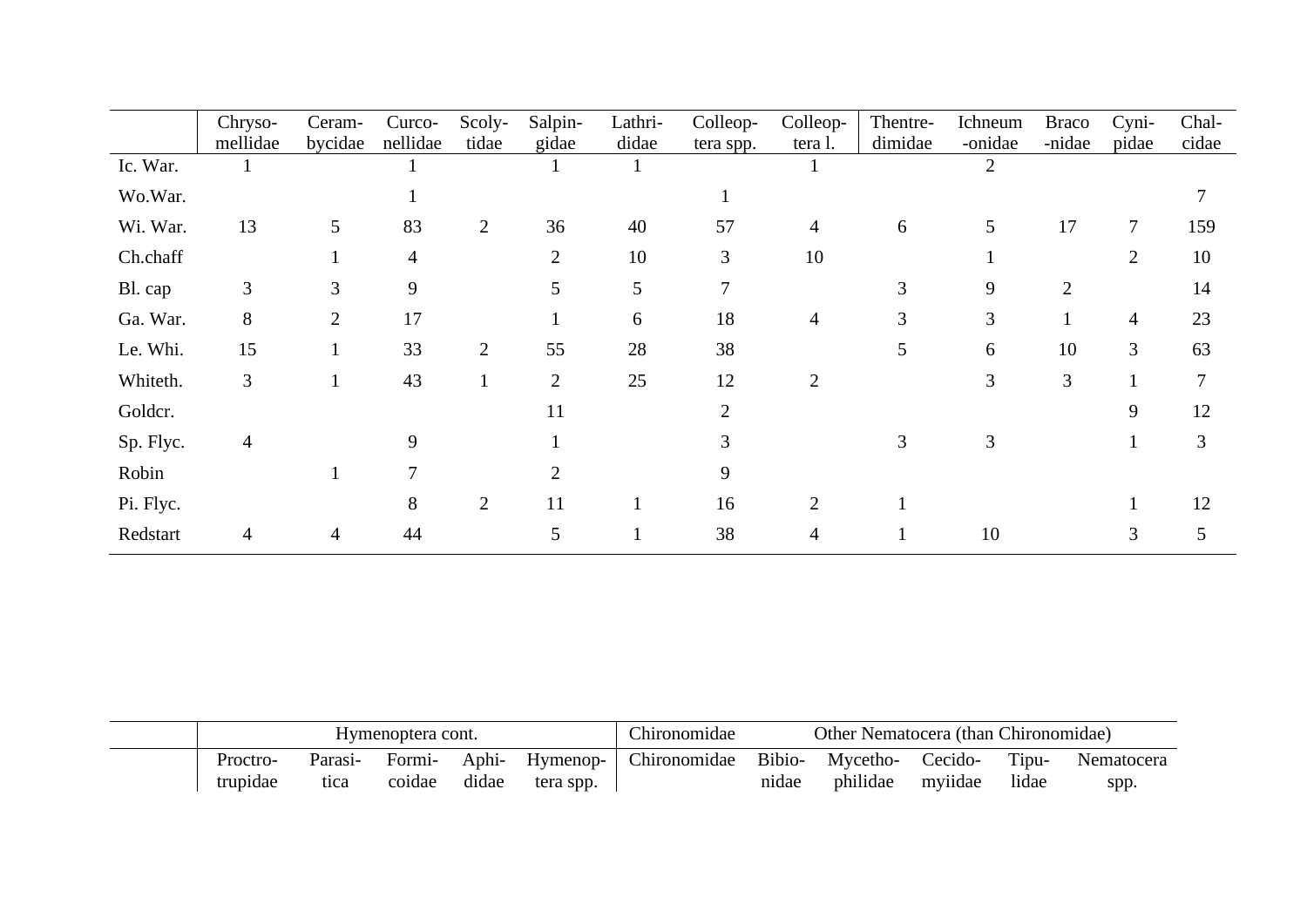| | Chryso-mellidae | Ceram-bycidae | Curco-nellidae | Scoly-tidae | Salpin-gidae | Lathri-didae | Colleop-tera spp. | Colleop-tera l. | Thentre-dimidae | Ichneum-onidae | Braco-nidae | Cyni-pidae | Chal-cidae |
|---|---|---|---|---|---|---|---|---|---|---|---|---|---|
| Ic. War. | 1 | | 1 | | 1 | 1 | | 1 | | 2 | | | |
| Wo.War. | | | 1 | | | | 1 | | | | | | 7 |
| Wi. War. | 13 | 5 | 83 | 2 | 36 | 40 | 57 | 4 | 6 | 5 | 17 | 7 | 159 |
| Ch.chaff | | 1 | 4 | | 2 | 10 | 3 | 10 | | 1 | | 2 | 10 |
| Bl. cap | 3 | 3 | 9 | | 5 | 5 | 7 | | 3 | 9 | 2 | | 14 |
| Ga. War. | 8 | 2 | 17 | | 1 | 6 | 18 | 4 | 3 | 3 | 1 | 4 | 23 |
| Le. Whi. | 15 | 1 | 33 | 2 | 55 | 28 | 38 | | 5 | 6 | 10 | 3 | 63 |
| Whiteth. | 3 | 1 | 43 | 1 | 2 | 25 | 12 | 2 | | 3 | 3 | 1 | 7 |
| Goldcr. | | | | | 11 | | 2 | | | | | 9 | 12 |
| Sp. Flyc. | 4 | | 9 | | 1 | | 3 | | 3 | 3 | | 1 | 3 |
| Robin | | 1 | 7 | | 2 | | 9 | | | | | | |
| Pi. Flyc. | | | 8 | 2 | 11 | 1 | 16 | 2 | 1 | | | 1 | 12 |
| Redstart | 4 | 4 | 44 | | 5 | 1 | 38 | 4 | 1 | 10 | | 3 | 5 |

| | Hymenoptera cont. | | | | | Chironomidae | Other Nematocera (than Chironomidae) | | | | |
|---|---|---|---|---|---|---|---|---|---|---|---|
| | Proctro-trupidae | Parasi-tica | Formi-coidae | Aphi-didae | Hymenop-tera spp. | Chironomidae | Bibio-nidae | Mycetho-philidae | Cecido-myiidae | Tipu-lidae | Nematocera spp. |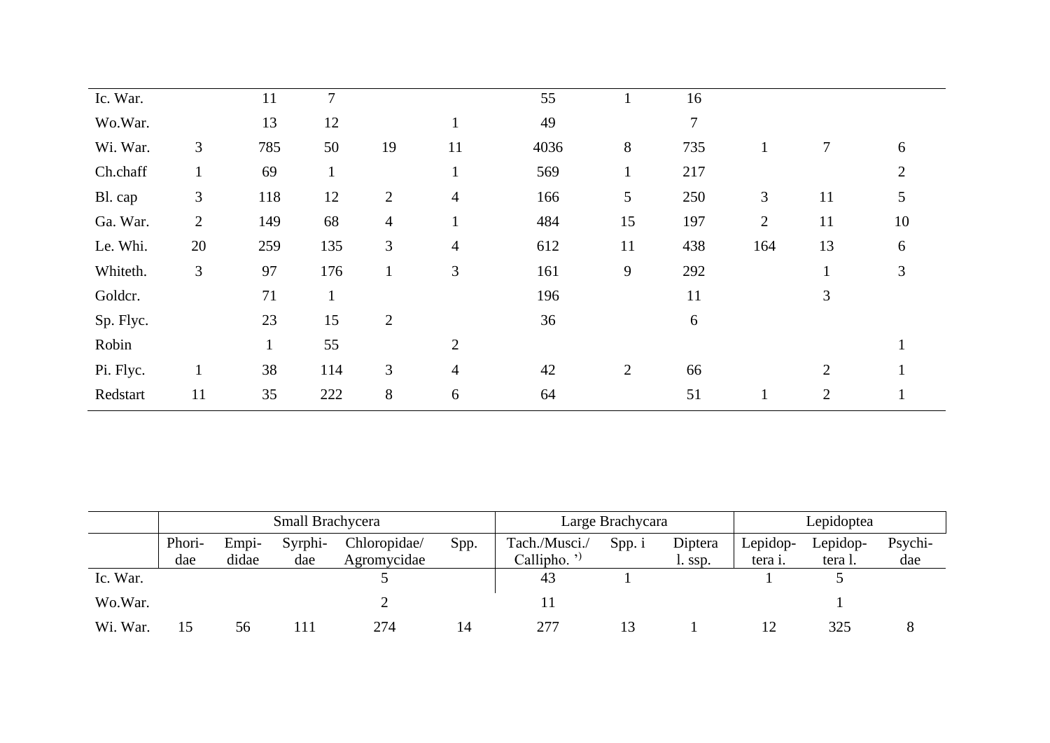| | | | | | | | | | | | |
|---|---|---|---|---|---|---|---|---|---|---|---|
| Ic. War. | | 11 | 7 | | | 55 | 1 | 16 | | | |
| Wo.War. | | 13 | 12 | | 1 | 49 | | 7 | | | |
| Wi. War. | 3 | 785 | 50 | 19 | 11 | 4036 | 8 | 735 | 1 | 7 | 6 |
| Ch.chaff | 1 | 69 | 1 | | 1 | 569 | 1 | 217 | | | 2 |
| Bl. cap | 3 | 118 | 12 | 2 | 4 | 166 | 5 | 250 | 3 | 11 | 5 |
| Ga. War. | 2 | 149 | 68 | 4 | 1 | 484 | 15 | 197 | 2 | 11 | 10 |
| Le. Whi. | 20 | 259 | 135 | 3 | 4 | 612 | 11 | 438 | 164 | 13 | 6 |
| Whiteth. | 3 | 97 | 176 | 1 | 3 | 161 | 9 | 292 | | 1 | 3 |
| Goldcr. | | 71 | 1 | | | 196 | | 11 | | 3 | |
| Sp. Flyc. | | 23 | 15 | 2 | | 36 | | 6 | | | |
| Robin | | 1 | 55 | | 2 | | | | | | 1 |
| Pi. Flyc. | 1 | 38 | 114 | 3 | 4 | 42 | 2 | 66 | | 2 | 1 |
| Redstart | 11 | 35 | 222 | 8 | 6 | 64 | | 51 | 1 | 2 | 1 |

| | Small Brachycera | | | | | Large Brachycara | | | Lepidoptea | | |
|---|---|---|---|---|---|---|---|---|---|---|---|
| | Phoridae | Empididae | Syrphidae | Chloropidae/ Agromycidae | Spp. | Tach./Musci./ Callipho. ') | Spp. i | Diptera l. ssp. | Lepidoptera i. | Lepidoptera l. | Psychidae |
| Ic. War. | | | | 5 | | 43 | 1 | | 1 | 5 | |
| Wo.War. | | | | 2 | | 11 | | | | 1 | |
| Wi. War. | 15 | 56 | 111 | 274 | 14 | 277 | 13 | 1 | 12 | 325 | 8 |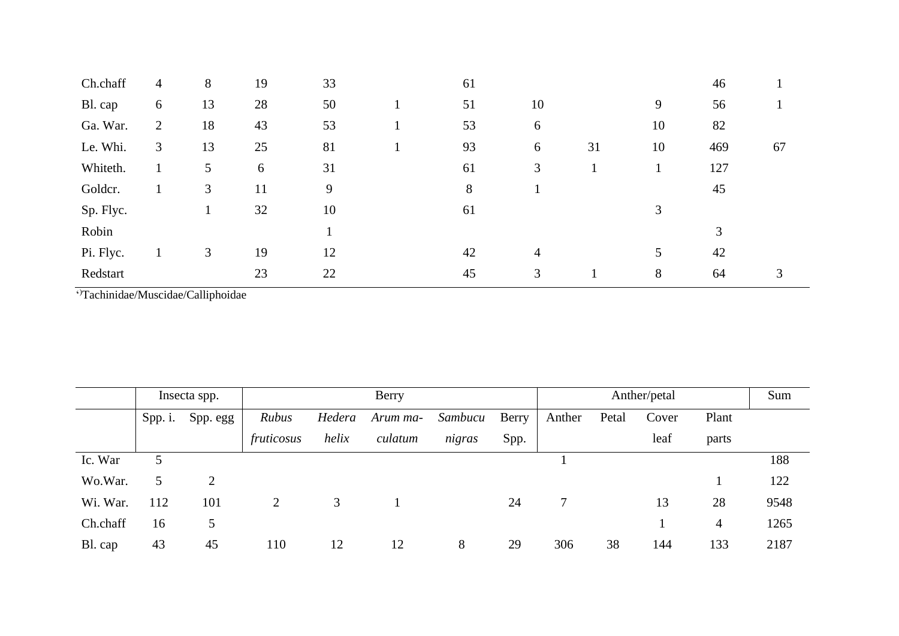| | | | | | | | | | | | |
|---|---|---|---|---|---|---|---|---|---|---|---|
| Ch.chaff | 4 | 8 | 19 | 33 | | 61 | | | | 46 | 1 |
| Bl. cap | 6 | 13 | 28 | 50 | 1 | 51 | 10 | | 9 | 56 | 1 |
| Ga. War. | 2 | 18 | 43 | 53 | 1 | 53 | 6 | | 10 | 82 | |
| Le. Whi. | 3 | 13 | 25 | 81 | 1 | 93 | 6 | 31 | 10 | 469 | 67 |
| Whiteth. | 1 | 5 | 6 | 31 | | 61 | 3 | 1 | 1 | 127 | |
| Goldcr. | 1 | 3 | 11 | 9 | | 8 | 1 | | | 45 | |
| Sp. Flyc. | | 1 | 32 | 10 | | 61 | | | 3 | | |
| Robin | | | | 1 | | | | | | 3 | |
| Pi. Flyc. | 1 | 3 | 19 | 12 | | 42 | 4 | | 5 | 42 | |
| Redstart | | | 23 | 22 | | 45 | 3 | 1 | 8 | 64 | 3 |

*)Tachinidae/Muscidae/Calliphoidae

| | Insecta spp. | | Berry | | | | | Anther/petal | | | | Sum |
|---|---|---|---|---|---|---|---|---|---|---|---|---|
| | Spp. i. | Spp. egg | *Rubus fruticosus* | *Hedera helix* | *Arum maculatum* | *Sambucu nigras* | Berry Spp. | Anther | Petal | Cover leaf | Plant parts | |
| Ic. War | 5 | | | | | | | 1 | | | | 188 |
| Wo.War. | 5 | 2 | | | | | | | | | 1 | 122 |
| Wi. War. | 112 | 101 | 2 | 3 | 1 | | 24 | 7 | | 13 | 28 | 9548 |
| Ch.chaff | 16 | 5 | | | | | | | | 1 | 4 | 1265 |
| Bl. cap | 43 | 45 | 110 | 12 | 12 | 8 | 29 | 306 | 38 | 144 | 133 | 2187 |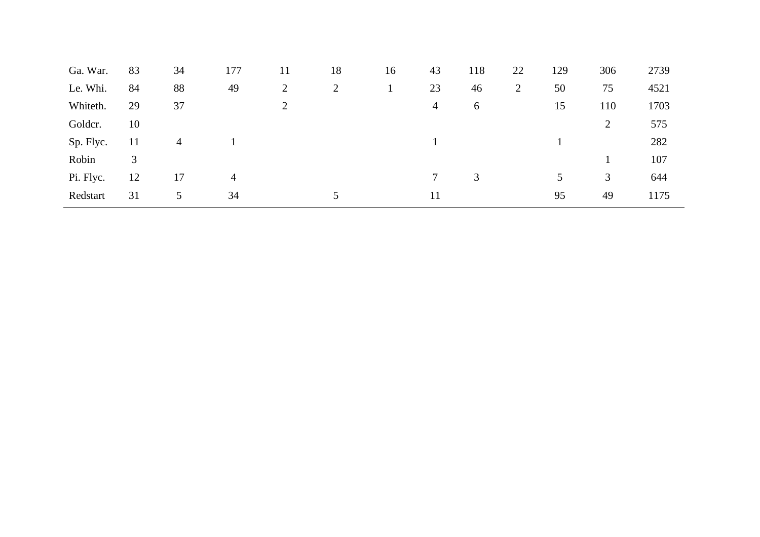| | | | | | | | | | | | | |
|---|---|---|---|---|---|---|---|---|---|---|---|---|
| Ga. War. | 83 | 34 | 177 | 11 | 18 | 16 | 43 | 118 | 22 | 129 | 306 | 2739 |
| Le. Whi. | 84 | 88 | 49 | 2 | 2 | 1 | 23 | 46 | 2 | 50 | 75 | 4521 |
| Whiteth. | 29 | 37 | | 2 | | | 4 | 6 | | 15 | 110 | 1703 |
| Goldcr. | 10 | | | | | | | | | | 2 | 575 |
| Sp. Flyc. | 11 | 4 | 1 | | | | 1 | | | 1 | | 282 |
| Robin | 3 | | | | | | | | | | 1 | 107 |
| Pi. Flyc. | 12 | 17 | 4 | | | | 7 | 3 | | 5 | 3 | 644 |
| Redstart | 31 | 5 | 34 | | 5 | | 11 | | | 95 | 49 | 1175 |